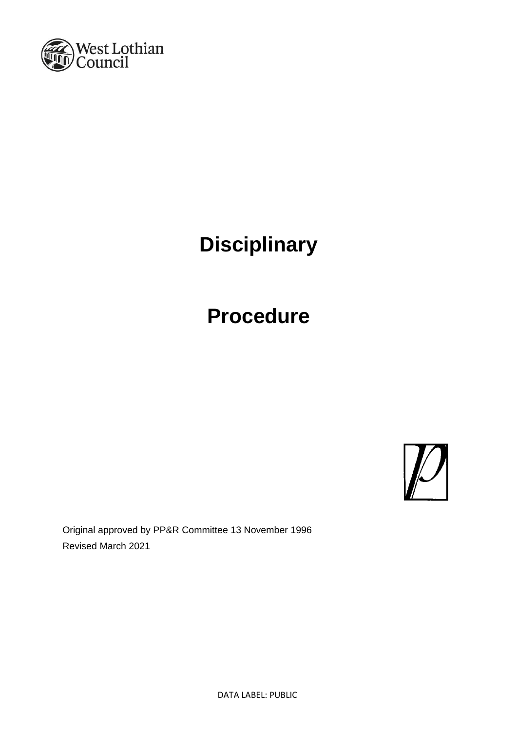West Lothian Council

# Disciplinary

# Procedure

Original approved by PP&R Committee 13 November 1996

Revised March 2021

DATA LABEL: PUBLIC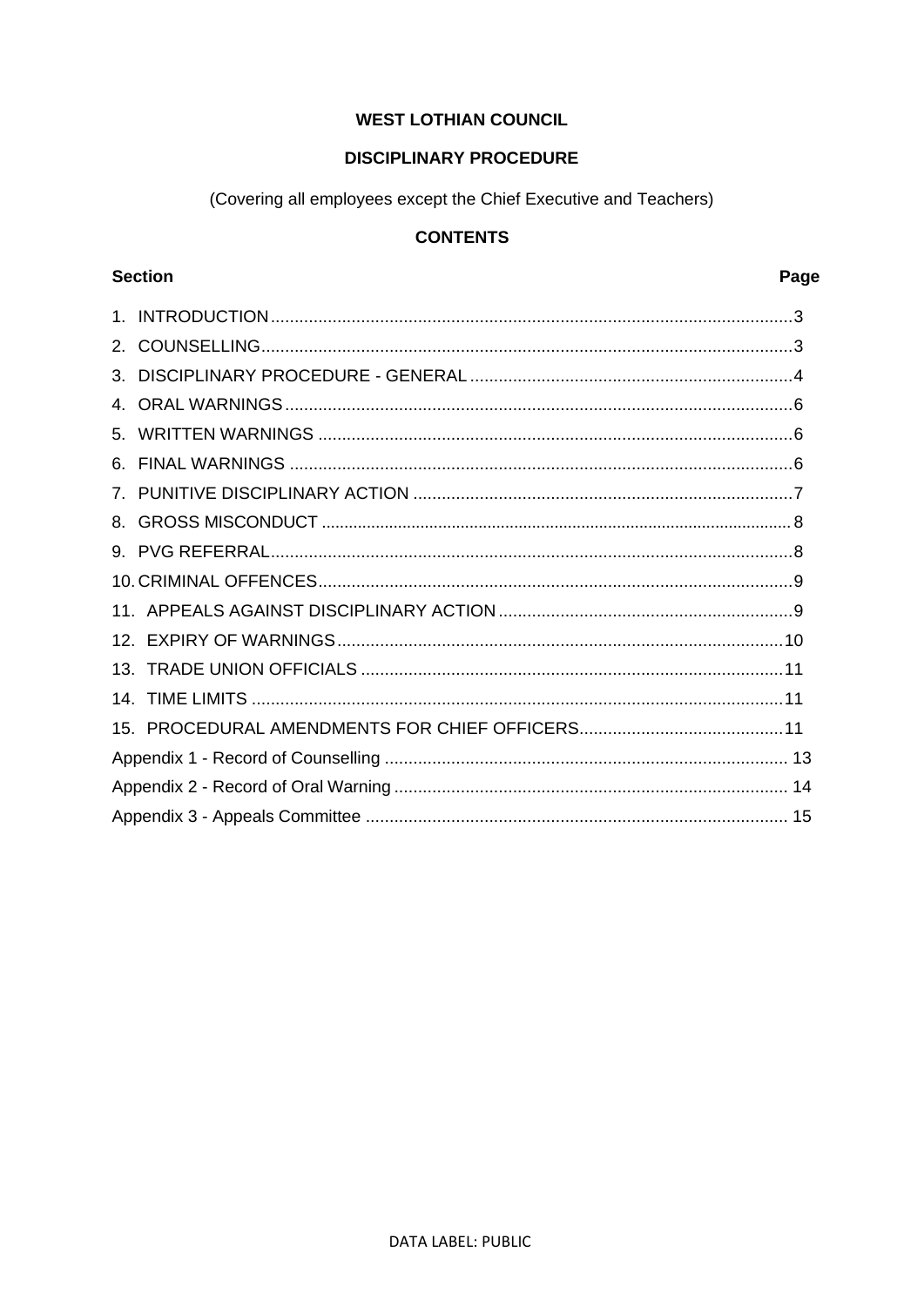**WEST LOTHIAN COUNCIL**

**DISCIPLINARY PROCEDURE**

(Covering all employees except the Chief Executive and Teachers)

**CONTENTS**

| **Section** | **Page** |
|---|---|
| 1. INTRODUCTION | 3 |
| 2. COUNSELLING | 3 |
| 3. DISCIPLINARY PROCEDURE - GENERAL | 4 |
| 4. ORAL WARNINGS | 6 |
| 5. WRITTEN WARNINGS | 6 |
| 6. FINAL WARNINGS | 6 |
| 7. PUNITIVE DISCIPLINARY ACTION | 7 |
| 8. GROSS MISCONDUCT | 8 |
| 9. PVG REFERRAL | 8 |
| 10. CRIMINAL OFFENCES | 9 |
| 11. APPEALS AGAINST DISCIPLINARY ACTION | 9 |
| 12. EXPIRY OF WARNINGS | 10 |
| 13. TRADE UNION OFFICIALS | 11 |
| 14. TIME LIMITS | 11 |
| 15. PROCEDURAL AMENDMENTS FOR CHIEF OFFICERS | 11 |
| Appendix 1 - Record of Counselling | 13 |
| Appendix 2 - Record of Oral Warning | 14 |
| Appendix 3 - Appeals Committee | 15 |

DATA LABEL: PUBLIC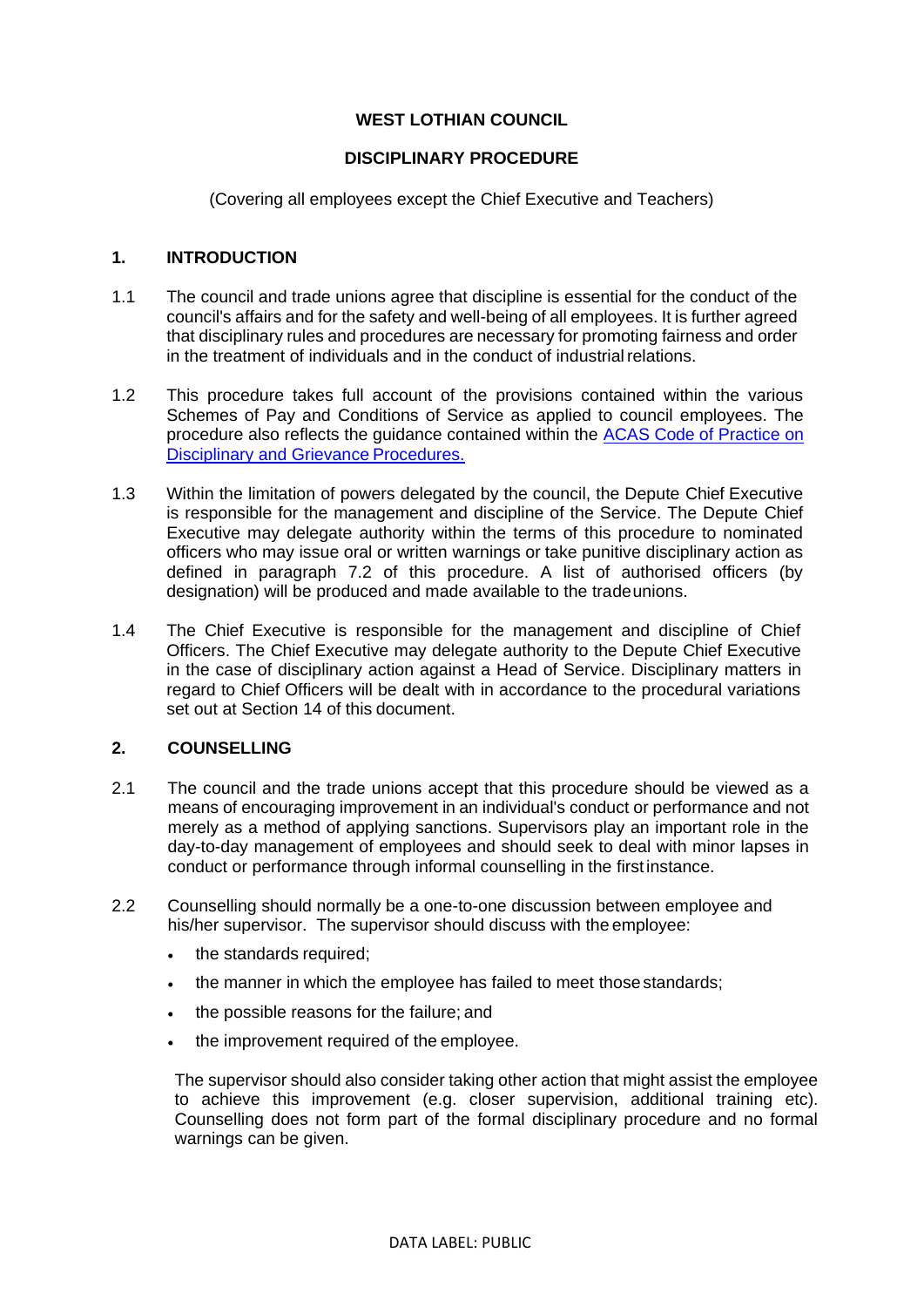**WEST LOTHIAN COUNCIL**

**DISCIPLINARY PROCEDURE**

(Covering all employees except the Chief Executive and Teachers)

## 1. INTRODUCTION

1.1 The council and trade unions agree that discipline is essential for the conduct of the council's affairs and for the safety and well-being of all employees. It is further agreed that disciplinary rules and procedures are necessary for promoting fairness and order in the treatment of individuals and in the conduct of industrial relations.

1.2 This procedure takes full account of the provisions contained within the various Schemes of Pay and Conditions of Service as applied to council employees. The procedure also reflects the guidance contained within the ACAS Code of Practice on Disciplinary and Grievance Procedures.

1.3 Within the limitation of powers delegated by the council, the Depute Chief Executive is responsible for the management and discipline of the Service. The Depute Chief Executive may delegate authority within the terms of this procedure to nominated officers who may issue oral or written warnings or take punitive disciplinary action as defined in paragraph 7.2 of this procedure. A list of authorised officers (by designation) will be produced and made available to the trade unions.

1.4 The Chief Executive is responsible for the management and discipline of Chief Officers. The Chief Executive may delegate authority to the Depute Chief Executive in the case of disciplinary action against a Head of Service. Disciplinary matters in regard to Chief Officers will be dealt with in accordance to the procedural variations set out at Section 14 of this document.

## 2. COUNSELLING

2.1 The council and the trade unions accept that this procedure should be viewed as a means of encouraging improvement in an individual's conduct or performance and not merely as a method of applying sanctions. Supervisors play an important role in the day-to-day management of employees and should seek to deal with minor lapses in conduct or performance through informal counselling in the first instance.

2.2 Counselling should normally be a one-to-one discussion between employee and his/her supervisor. The supervisor should discuss with the employee:

- the standards required;
- the manner in which the employee has failed to meet those standards;
- the possible reasons for the failure; and
- the improvement required of the employee.

The supervisor should also consider taking other action that might assist the employee to achieve this improvement (e.g. closer supervision, additional training etc). Counselling does not form part of the formal disciplinary procedure and no formal warnings can be given.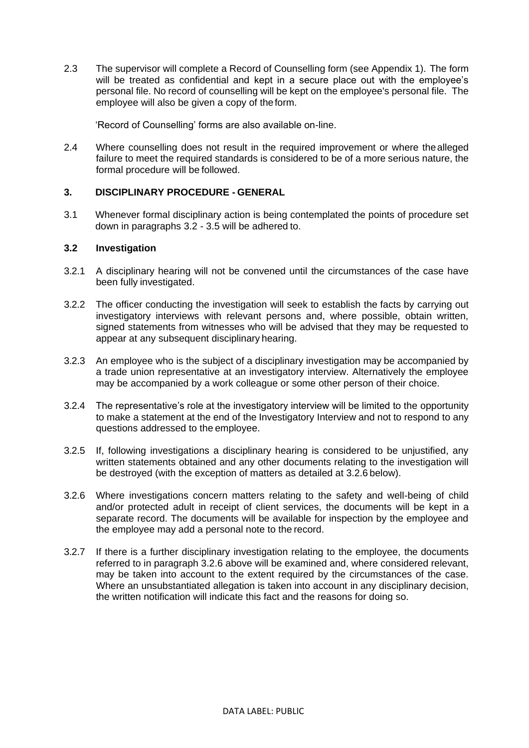2.3 The supervisor will complete a Record of Counselling form (see Appendix 1). The form will be treated as confidential and kept in a secure place out with the employee's personal file. No record of counselling will be kept on the employee's personal file. The employee will also be given a copy of the form.

'Record of Counselling' forms are also available on-line.

2.4 Where counselling does not result in the required improvement or where the alleged failure to meet the required standards is considered to be of a more serious nature, the formal procedure will be followed.

## 3. DISCIPLINARY PROCEDURE - GENERAL

3.1 Whenever formal disciplinary action is being contemplated the points of procedure set down in paragraphs 3.2 - 3.5 will be adhered to.

### 3.2 Investigation

3.2.1 A disciplinary hearing will not be convened until the circumstances of the case have been fully investigated.

3.2.2 The officer conducting the investigation will seek to establish the facts by carrying out investigatory interviews with relevant persons and, where possible, obtain written, signed statements from witnesses who will be advised that they may be requested to appear at any subsequent disciplinary hearing.

3.2.3 An employee who is the subject of a disciplinary investigation may be accompanied by a trade union representative at an investigatory interview. Alternatively the employee may be accompanied by a work colleague or some other person of their choice.

3.2.4 The representative's role at the investigatory interview will be limited to the opportunity to make a statement at the end of the Investigatory Interview and not to respond to any questions addressed to the employee.

3.2.5 If, following investigations a disciplinary hearing is considered to be unjustified, any written statements obtained and any other documents relating to the investigation will be destroyed (with the exception of matters as detailed at 3.2.6 below).

3.2.6 Where investigations concern matters relating to the safety and well-being of child and/or protected adult in receipt of client services, the documents will be kept in a separate record. The documents will be available for inspection by the employee and the employee may add a personal note to the record.

3.2.7 If there is a further disciplinary investigation relating to the employee, the documents referred to in paragraph 3.2.6 above will be examined and, where considered relevant, may be taken into account to the extent required by the circumstances of the case. Where an unsubstantiated allegation is taken into account in any disciplinary decision, the written notification will indicate this fact and the reasons for doing so.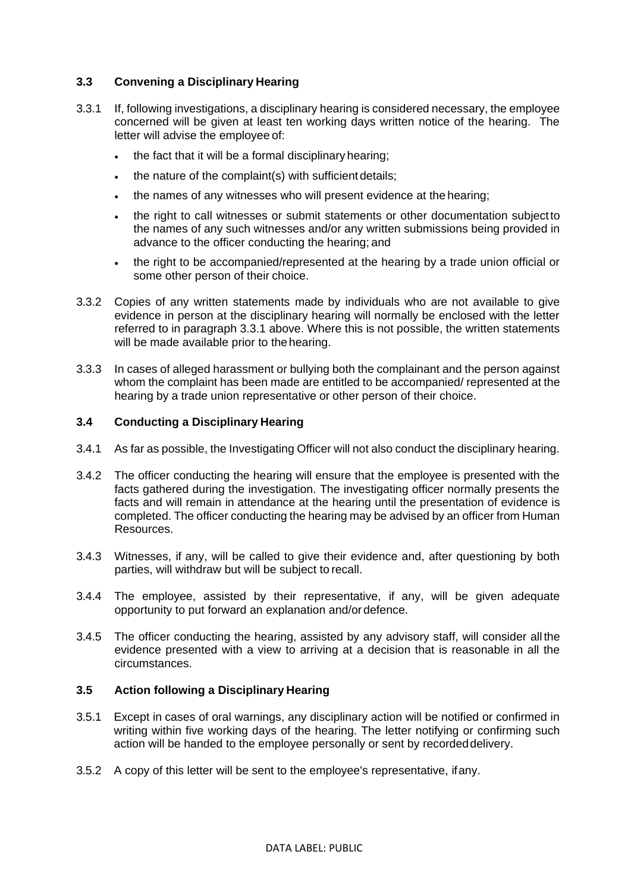### 3.3 Convening a Disciplinary Hearing

3.3.1 If, following investigations, a disciplinary hearing is considered necessary, the employee concerned will be given at least ten working days written notice of the hearing. The letter will advise the employee of:

- the fact that it will be a formal disciplinary hearing;
- the nature of the complaint(s) with sufficient details;
- the names of any witnesses who will present evidence at the hearing;
- the right to call witnesses or submit statements or other documentation subject to the names of any such witnesses and/or any written submissions being provided in advance to the officer conducting the hearing; and
- the right to be accompanied/represented at the hearing by a trade union official or some other person of their choice.

3.3.2 Copies of any written statements made by individuals who are not available to give evidence in person at the disciplinary hearing will normally be enclosed with the letter referred to in paragraph 3.3.1 above. Where this is not possible, the written statements will be made available prior to the hearing.

3.3.3 In cases of alleged harassment or bullying both the complainant and the person against whom the complaint has been made are entitled to be accompanied/ represented at the hearing by a trade union representative or other person of their choice.

### 3.4 Conducting a Disciplinary Hearing

3.4.1 As far as possible, the Investigating Officer will not also conduct the disciplinary hearing.

3.4.2 The officer conducting the hearing will ensure that the employee is presented with the facts gathered during the investigation. The investigating officer normally presents the facts and will remain in attendance at the hearing until the presentation of evidence is completed. The officer conducting the hearing may be advised by an officer from Human Resources.

3.4.3 Witnesses, if any, will be called to give their evidence and, after questioning by both parties, will withdraw but will be subject to recall.

3.4.4 The employee, assisted by their representative, if any, will be given adequate opportunity to put forward an explanation and/or defence.

3.4.5 The officer conducting the hearing, assisted by any advisory staff, will consider all the evidence presented with a view to arriving at a decision that is reasonable in all the circumstances.

### 3.5 Action following a Disciplinary Hearing

3.5.1 Except in cases of oral warnings, any disciplinary action will be notified or confirmed in writing within five working days of the hearing. The letter notifying or confirming such action will be handed to the employee personally or sent by recorded delivery.

3.5.2 A copy of this letter will be sent to the employee's representative, if any.

DATA LABEL: PUBLIC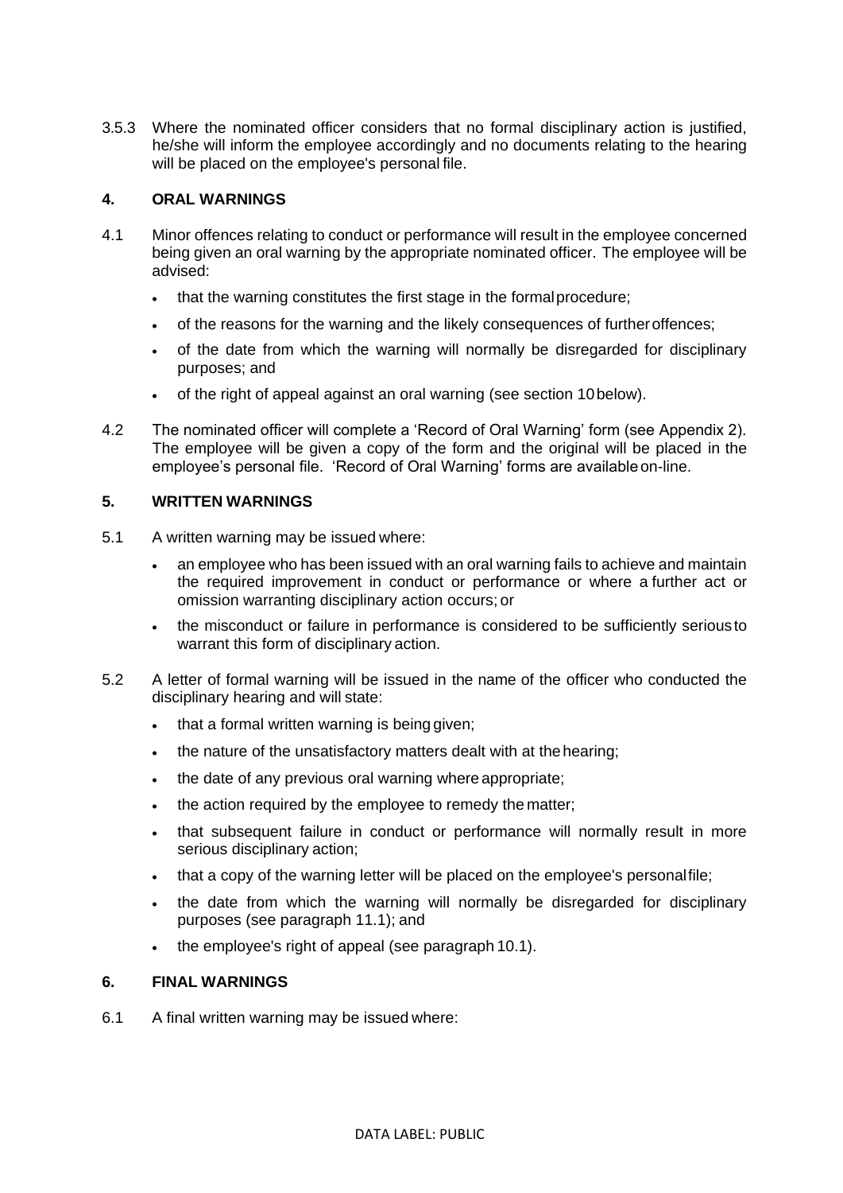3.5.3 Where the nominated officer considers that no formal disciplinary action is justified, he/she will inform the employee accordingly and no documents relating to the hearing will be placed on the employee's personal file.

## 4. ORAL WARNINGS

4.1 Minor offences relating to conduct or performance will result in the employee concerned being given an oral warning by the appropriate nominated officer. The employee will be advised:

- that the warning constitutes the first stage in the formal procedure;
- of the reasons for the warning and the likely consequences of further offences;
- of the date from which the warning will normally be disregarded for disciplinary purposes; and
- of the right of appeal against an oral warning (see section 10 below).

4.2 The nominated officer will complete a 'Record of Oral Warning' form (see Appendix 2). The employee will be given a copy of the form and the original will be placed in the employee's personal file. 'Record of Oral Warning' forms are available on-line.

## 5. WRITTEN WARNINGS

5.1 A written warning may be issued where:

- an employee who has been issued with an oral warning fails to achieve and maintain the required improvement in conduct or performance or where a further act or omission warranting disciplinary action occurs; or
- the misconduct or failure in performance is considered to be sufficiently serious to warrant this form of disciplinary action.

5.2 A letter of formal warning will be issued in the name of the officer who conducted the disciplinary hearing and will state:

- that a formal written warning is being given;
- the nature of the unsatisfactory matters dealt with at the hearing;
- the date of any previous oral warning where appropriate;
- the action required by the employee to remedy the matter;
- that subsequent failure in conduct or performance will normally result in more serious disciplinary action;
- that a copy of the warning letter will be placed on the employee's personal file;
- the date from which the warning will normally be disregarded for disciplinary purposes (see paragraph 11.1); and
- the employee's right of appeal (see paragraph 10.1).

## 6. FINAL WARNINGS

6.1 A final written warning may be issued where: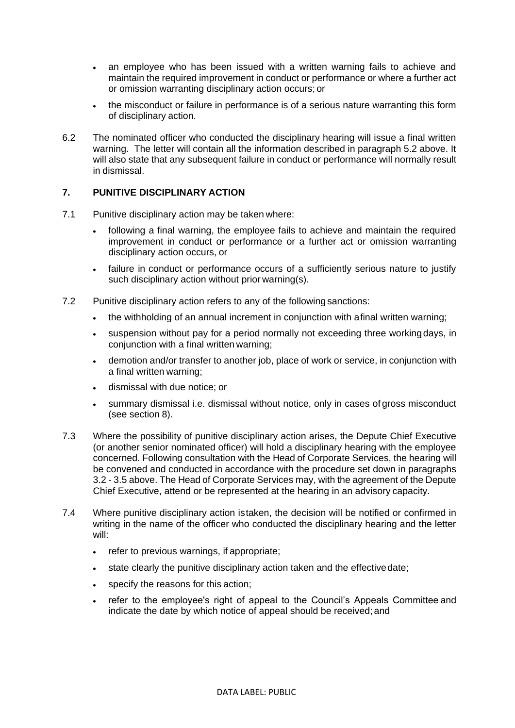- an employee who has been issued with a written warning fails to achieve and maintain the required improvement in conduct or performance or where a further act or omission warranting disciplinary action occurs; or
- the misconduct or failure in performance is of a serious nature warranting this form of disciplinary action.

6.2 The nominated officer who conducted the disciplinary hearing will issue a final written warning. The letter will contain all the information described in paragraph 5.2 above. It will also state that any subsequent failure in conduct or performance will normally result in dismissal.

## 7. PUNITIVE DISCIPLINARY ACTION

7.1 Punitive disciplinary action may be taken where:

- following a final warning, the employee fails to achieve and maintain the required improvement in conduct or performance or a further act or omission warranting disciplinary action occurs, or
- failure in conduct or performance occurs of a sufficiently serious nature to justify such disciplinary action without prior warning(s).

7.2 Punitive disciplinary action refers to any of the following sanctions:

- the withholding of an annual increment in conjunction with a final written warning;
- suspension without pay for a period normally not exceeding three working days, in conjunction with a final written warning;
- demotion and/or transfer to another job, place of work or service, in conjunction with a final written warning;
- dismissal with due notice; or
- summary dismissal i.e. dismissal without notice, only in cases of gross misconduct (see section 8).

7.3 Where the possibility of punitive disciplinary action arises, the Depute Chief Executive (or another senior nominated officer) will hold a disciplinary hearing with the employee concerned. Following consultation with the Head of Corporate Services, the hearing will be convened and conducted in accordance with the procedure set down in paragraphs 3.2 - 3.5 above. The Head of Corporate Services may, with the agreement of the Depute Chief Executive, attend or be represented at the hearing in an advisory capacity.

7.4 Where punitive disciplinary action is taken, the decision will be notified or confirmed in writing in the name of the officer who conducted the disciplinary hearing and the letter will:

- refer to previous warnings, if appropriate;
- state clearly the punitive disciplinary action taken and the effective date;
- specify the reasons for this action;
- refer to the employee's right of appeal to the Council's Appeals Committee and indicate the date by which notice of appeal should be received; and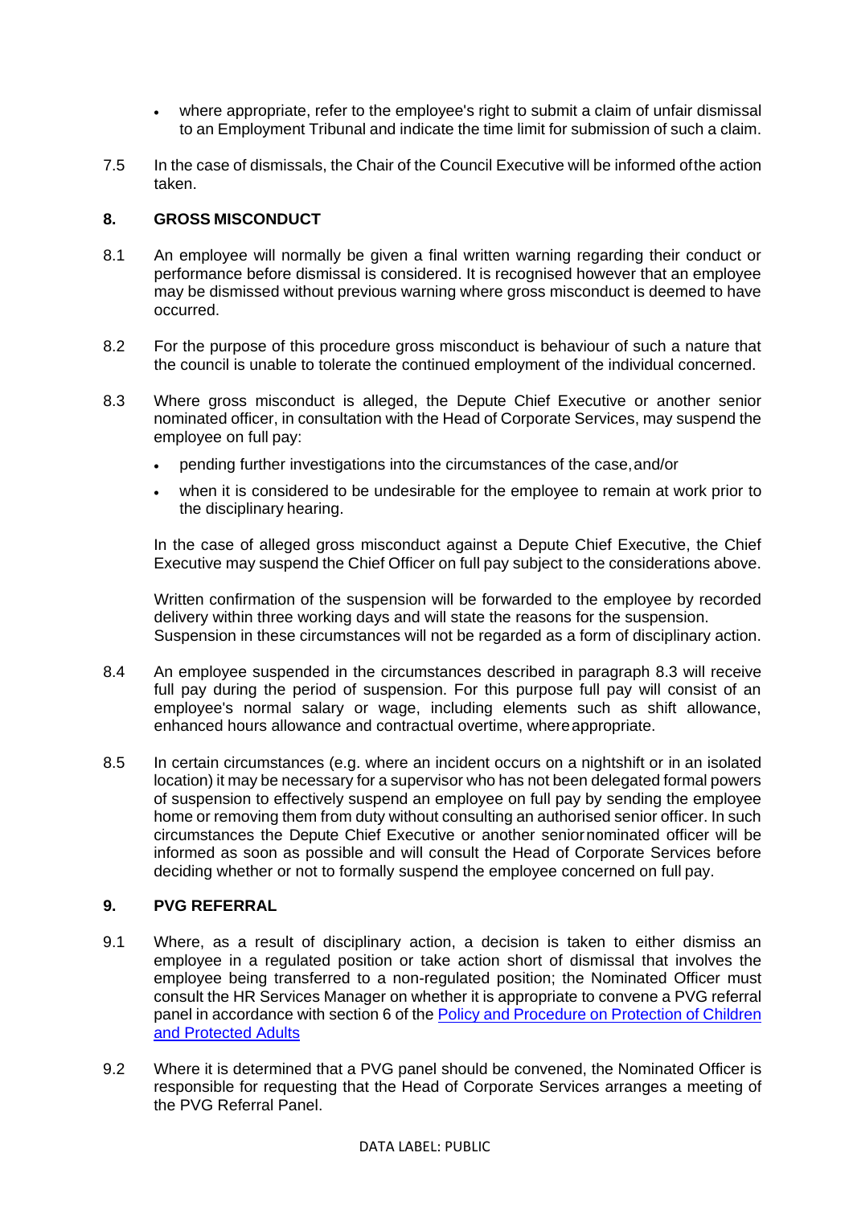- where appropriate, refer to the employee's right to submit a claim of unfair dismissal to an Employment Tribunal and indicate the time limit for submission of such a claim.

7.5 In the case of dismissals, the Chair of the Council Executive will be informed of the action taken.

## 8. GROSS MISCONDUCT

8.1 An employee will normally be given a final written warning regarding their conduct or performance before dismissal is considered. It is recognised however that an employee may be dismissed without previous warning where gross misconduct is deemed to have occurred.

8.2 For the purpose of this procedure gross misconduct is behaviour of such a nature that the council is unable to tolerate the continued employment of the individual concerned.

8.3 Where gross misconduct is alleged, the Depute Chief Executive or another senior nominated officer, in consultation with the Head of Corporate Services, may suspend the employee on full pay:

- pending further investigations into the circumstances of the case, and/or
- when it is considered to be undesirable for the employee to remain at work prior to the disciplinary hearing.

In the case of alleged gross misconduct against a Depute Chief Executive, the Chief Executive may suspend the Chief Officer on full pay subject to the considerations above.

Written confirmation of the suspension will be forwarded to the employee by recorded delivery within three working days and will state the reasons for the suspension. Suspension in these circumstances will not be regarded as a form of disciplinary action.

8.4 An employee suspended in the circumstances described in paragraph 8.3 will receive full pay during the period of suspension. For this purpose full pay will consist of an employee's normal salary or wage, including elements such as shift allowance, enhanced hours allowance and contractual overtime, where appropriate.

8.5 In certain circumstances (e.g. where an incident occurs on a nightshift or in an isolated location) it may be necessary for a supervisor who has not been delegated formal powers of suspension to effectively suspend an employee on full pay by sending the employee home or removing them from duty without consulting an authorised senior officer. In such circumstances the Depute Chief Executive or another senior nominated officer will be informed as soon as possible and will consult the Head of Corporate Services before deciding whether or not to formally suspend the employee concerned on full pay.

## 9. PVG REFERRAL

9.1 Where, as a result of disciplinary action, a decision is taken to either dismiss an employee in a regulated position or take action short of dismissal that involves the employee being transferred to a non-regulated position; the Nominated Officer must consult the HR Services Manager on whether it is appropriate to convene a PVG referral panel in accordance with section 6 of the Policy and Procedure on Protection of Children and Protected Adults

9.2 Where it is determined that a PVG panel should be convened, the Nominated Officer is responsible for requesting that the Head of Corporate Services arranges a meeting of the PVG Referral Panel.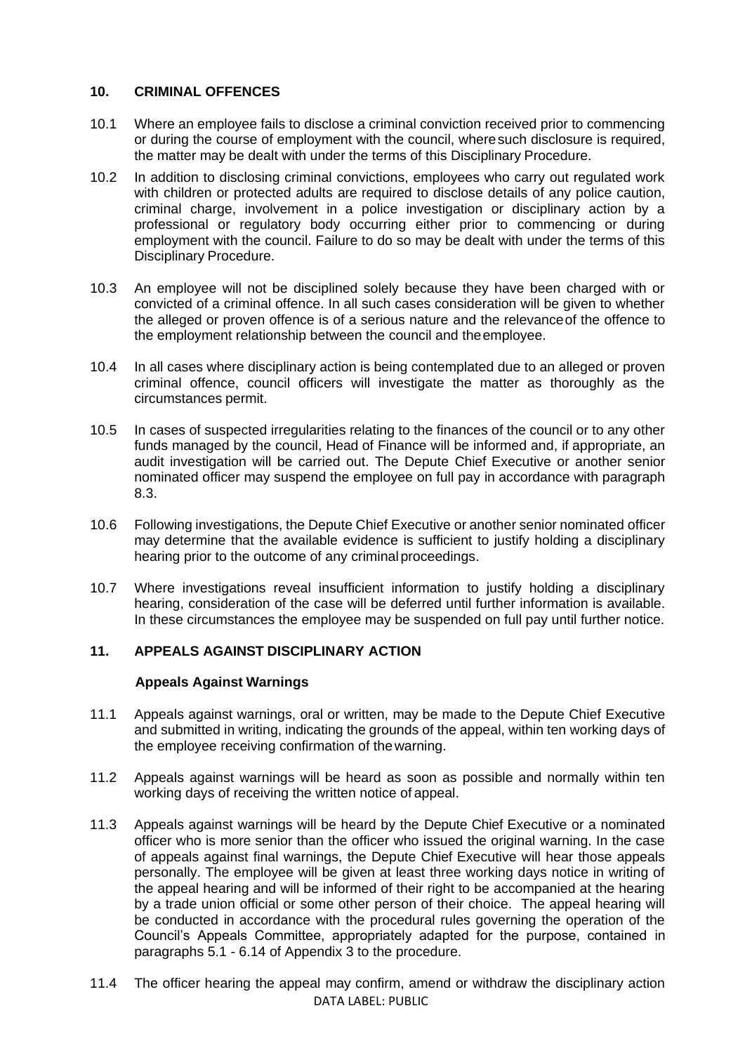## 10. CRIMINAL OFFENCES

10.1 Where an employee fails to disclose a criminal conviction received prior to commencing or during the course of employment with the council, where such disclosure is required, the matter may be dealt with under the terms of this Disciplinary Procedure.

10.2 In addition to disclosing criminal convictions, employees who carry out regulated work with children or protected adults are required to disclose details of any police caution, criminal charge, involvement in a police investigation or disciplinary action by a professional or regulatory body occurring either prior to commencing or during employment with the council. Failure to do so may be dealt with under the terms of this Disciplinary Procedure.

10.3 An employee will not be disciplined solely because they have been charged with or convicted of a criminal offence. In all such cases consideration will be given to whether the alleged or proven offence is of a serious nature and the relevance of the offence to the employment relationship between the council and the employee.

10.4 In all cases where disciplinary action is being contemplated due to an alleged or proven criminal offence, council officers will investigate the matter as thoroughly as the circumstances permit.

10.5 In cases of suspected irregularities relating to the finances of the council or to any other funds managed by the council, Head of Finance will be informed and, if appropriate, an audit investigation will be carried out. The Depute Chief Executive or another senior nominated officer may suspend the employee on full pay in accordance with paragraph 8.3.

10.6 Following investigations, the Depute Chief Executive or another senior nominated officer may determine that the available evidence is sufficient to justify holding a disciplinary hearing prior to the outcome of any criminal proceedings.

10.7 Where investigations reveal insufficient information to justify holding a disciplinary hearing, consideration of the case will be deferred until further information is available. In these circumstances the employee may be suspended on full pay until further notice.

## 11. APPEALS AGAINST DISCIPLINARY ACTION

### Appeals Against Warnings

11.1 Appeals against warnings, oral or written, may be made to the Depute Chief Executive and submitted in writing, indicating the grounds of the appeal, within ten working days of the employee receiving confirmation of the warning.

11.2 Appeals against warnings will be heard as soon as possible and normally within ten working days of receiving the written notice of appeal.

11.3 Appeals against warnings will be heard by the Depute Chief Executive or a nominated officer who is more senior than the officer who issued the original warning. In the case of appeals against final warnings, the Depute Chief Executive will hear those appeals personally. The employee will be given at least three working days notice in writing of the appeal hearing and will be informed of their right to be accompanied at the hearing by a trade union official or some other person of their choice. The appeal hearing will be conducted in accordance with the procedural rules governing the operation of the Council's Appeals Committee, appropriately adapted for the purpose, contained in paragraphs 5.1 - 6.14 of Appendix 3 to the procedure.

11.4 The officer hearing the appeal may confirm, amend or withdraw the disciplinary action

DATA LABEL: PUBLIC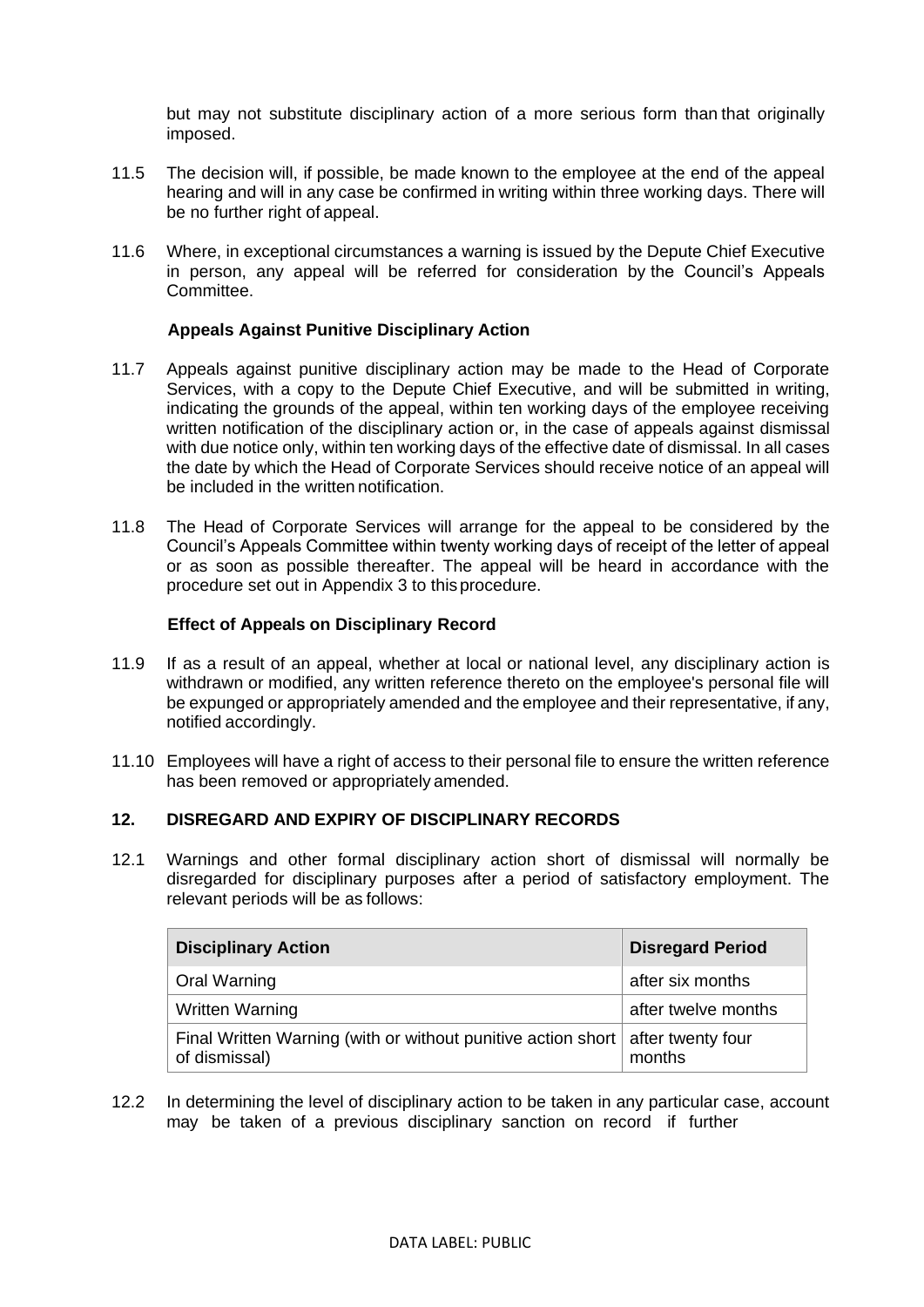but may not substitute disciplinary action of a more serious form than that originally imposed.

11.5 The decision will, if possible, be made known to the employee at the end of the appeal hearing and will in any case be confirmed in writing within three working days. There will be no further right of appeal.

11.6 Where, in exceptional circumstances a warning is issued by the Depute Chief Executive in person, any appeal will be referred for consideration by the Council's Appeals Committee.

**Appeals Against Punitive Disciplinary Action**

11.7 Appeals against punitive disciplinary action may be made to the Head of Corporate Services, with a copy to the Depute Chief Executive, and will be submitted in writing, indicating the grounds of the appeal, within ten working days of the employee receiving written notification of the disciplinary action or, in the case of appeals against dismissal with due notice only, within ten working days of the effective date of dismissal. In all cases the date by which the Head of Corporate Services should receive notice of an appeal will be included in the written notification.

11.8 The Head of Corporate Services will arrange for the appeal to be considered by the Council's Appeals Committee within twenty working days of receipt of the letter of appeal or as soon as possible thereafter. The appeal will be heard in accordance with the procedure set out in Appendix 3 to this procedure.

**Effect of Appeals on Disciplinary Record**

11.9 If as a result of an appeal, whether at local or national level, any disciplinary action is withdrawn or modified, any written reference thereto on the employee's personal file will be expunged or appropriately amended and the employee and their representative, if any, notified accordingly.

11.10 Employees will have a right of access to their personal file to ensure the written reference has been removed or appropriately amended.

## 12. DISREGARD AND EXPIRY OF DISCIPLINARY RECORDS

12.1 Warnings and other formal disciplinary action short of dismissal will normally be disregarded for disciplinary purposes after a period of satisfactory employment. The relevant periods will be as follows:

| Disciplinary Action | Disregard Period |
|---|---|
| Oral Warning | after six months |
| Written Warning | after twelve months |
| Final Written Warning (with or without punitive action short of dismissal) | after twenty four months |

12.2 In determining the level of disciplinary action to be taken in any particular case, account may be taken of a previous disciplinary sanction on record if further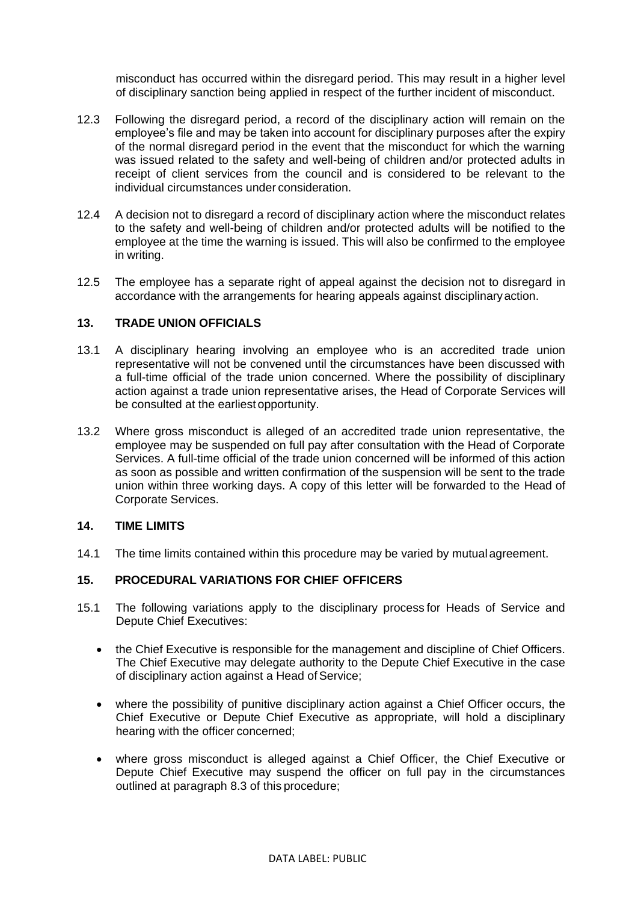misconduct has occurred within the disregard period. This may result in a higher level of disciplinary sanction being applied in respect of the further incident of misconduct.

12.3 Following the disregard period, a record of the disciplinary action will remain on the employee's file and may be taken into account for disciplinary purposes after the expiry of the normal disregard period in the event that the misconduct for which the warning was issued related to the safety and well-being of children and/or protected adults in receipt of client services from the council and is considered to be relevant to the individual circumstances under consideration.

12.4 A decision not to disregard a record of disciplinary action where the misconduct relates to the safety and well-being of children and/or protected adults will be notified to the employee at the time the warning is issued. This will also be confirmed to the employee in writing.

12.5 The employee has a separate right of appeal against the decision not to disregard in accordance with the arrangements for hearing appeals against disciplinary action.

## 13. TRADE UNION OFFICIALS

13.1 A disciplinary hearing involving an employee who is an accredited trade union representative will not be convened until the circumstances have been discussed with a full-time official of the trade union concerned. Where the possibility of disciplinary action against a trade union representative arises, the Head of Corporate Services will be consulted at the earliest opportunity.

13.2 Where gross misconduct is alleged of an accredited trade union representative, the employee may be suspended on full pay after consultation with the Head of Corporate Services. A full-time official of the trade union concerned will be informed of this action as soon as possible and written confirmation of the suspension will be sent to the trade union within three working days. A copy of this letter will be forwarded to the Head of Corporate Services.

## 14. TIME LIMITS

14.1 The time limits contained within this procedure may be varied by mutual agreement.

## 15. PROCEDURAL VARIATIONS FOR CHIEF OFFICERS

15.1 The following variations apply to the disciplinary process for Heads of Service and Depute Chief Executives:

- the Chief Executive is responsible for the management and discipline of Chief Officers. The Chief Executive may delegate authority to the Depute Chief Executive in the case of disciplinary action against a Head of Service;
- where the possibility of punitive disciplinary action against a Chief Officer occurs, the Chief Executive or Depute Chief Executive as appropriate, will hold a disciplinary hearing with the officer concerned;
- where gross misconduct is alleged against a Chief Officer, the Chief Executive or Depute Chief Executive may suspend the officer on full pay in the circumstances outlined at paragraph 8.3 of this procedure;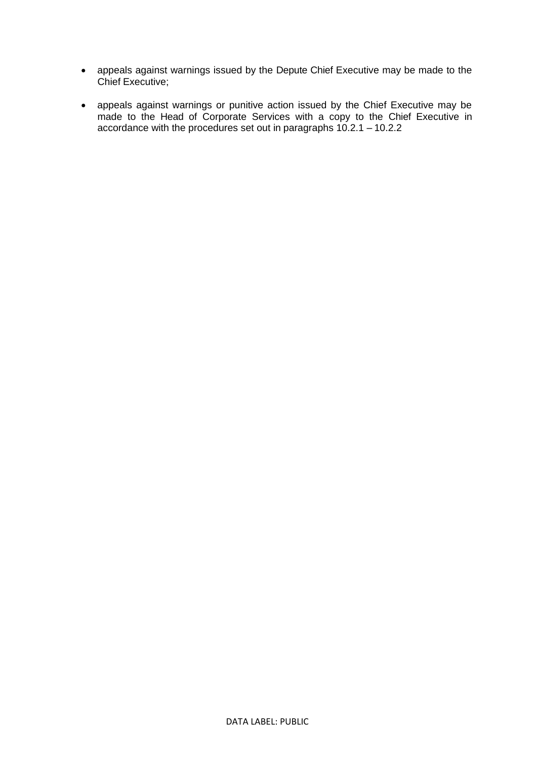- appeals against warnings issued by the Depute Chief Executive may be made to the Chief Executive;
- appeals against warnings or punitive action issued by the Chief Executive may be made to the Head of Corporate Services with a copy to the Chief Executive in accordance with the procedures set out in paragraphs 10.2.1 – 10.2.2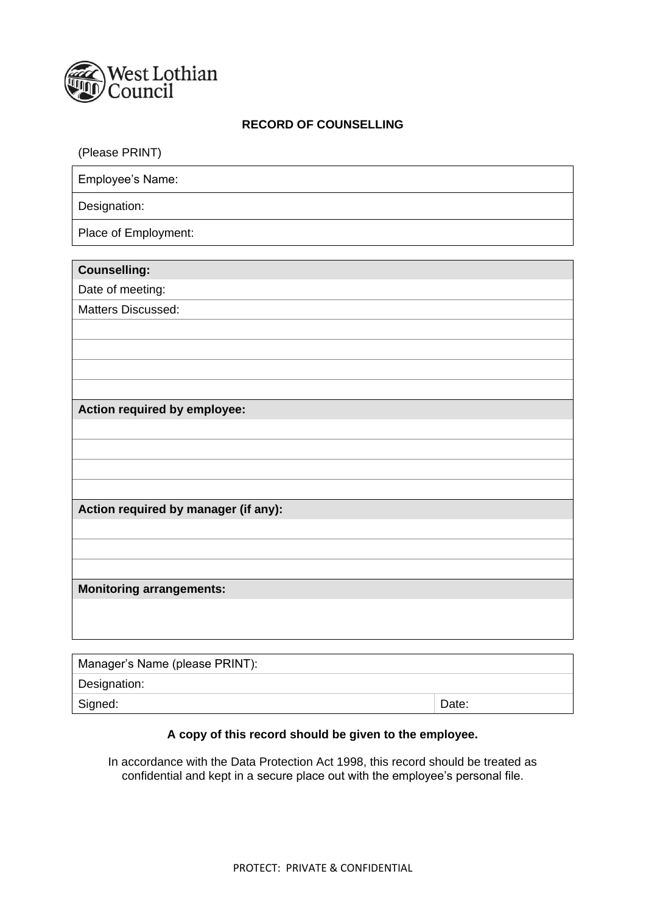West Lothian Council

**RECORD OF COUNSELLING**

(Please PRINT)

| Employee's Name: |
|---|
| Designation: |
| Place of Employment: |

| **Counselling:** |
|---|
| Date of meeting: |
| Matters Discussed: |
| |
| |
| |
| |
| **Action required by employee:** |
| |
| |
| |
| |
| **Action required by manager (if any):** |
| |
| |
| |
| **Monitoring arrangements:** |
| |

| Manager's Name (please PRINT): | |
|---|---|
| Designation: | |
| Signed: | Date: |

**A copy of this record should be given to the employee.**

In accordance with the Data Protection Act 1998, this record should be treated as confidential and kept in a secure place out with the employee's personal file.

PROTECT: PRIVATE & CONFIDENTIAL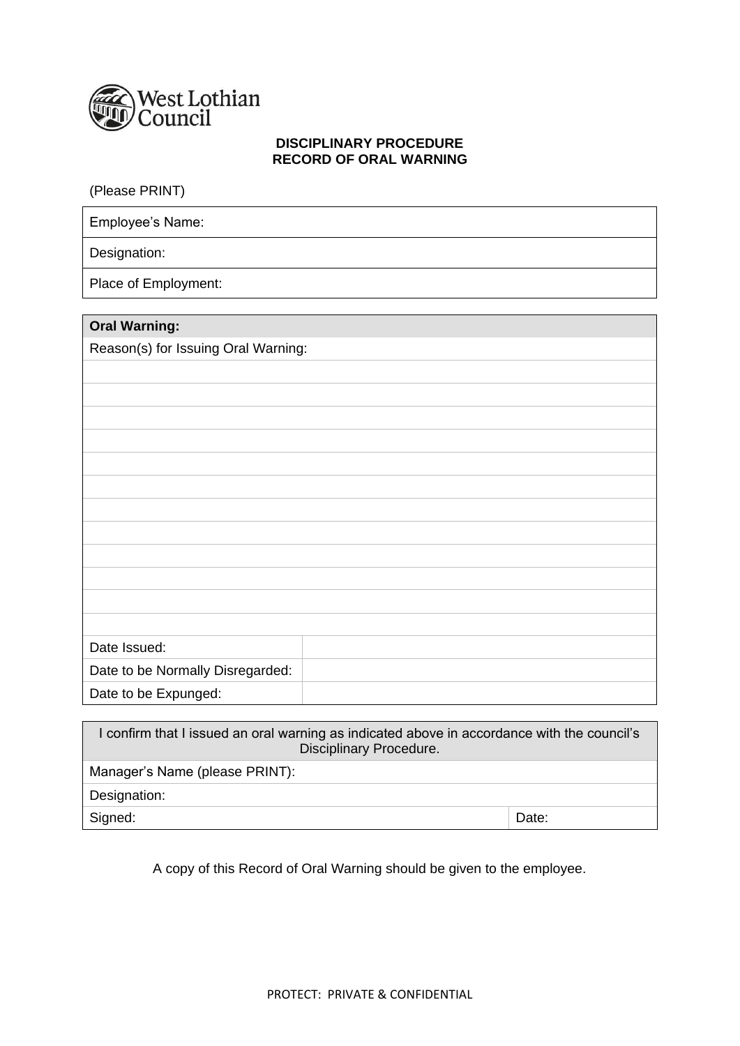West Lothian Council

**DISCIPLINARY PROCEDURE**
**RECORD OF ORAL WARNING**

(Please PRINT)

| Employee's Name: |
|---|
| Designation: |
| Place of Employment: |

| **Oral Warning:** | |
|---|---|
| Reason(s) for Issuing Oral Warning: | |
| | |
| | |
| | |
| | |
| | |
| | |
| | |
| | |
| | |
| | |
| | |
| | |
| Date Issued: | |
| Date to be Normally Disregarded: | |
| Date to be Expunged: | |

| I confirm that I issued an oral warning as indicated above in accordance with the council's Disciplinary Procedure. | |
|---|---|
| Manager's Name (please PRINT): | |
| Designation: | |
| Signed: | Date: |

A copy of this Record of Oral Warning should be given to the employee.

PROTECT: PRIVATE & CONFIDENTIAL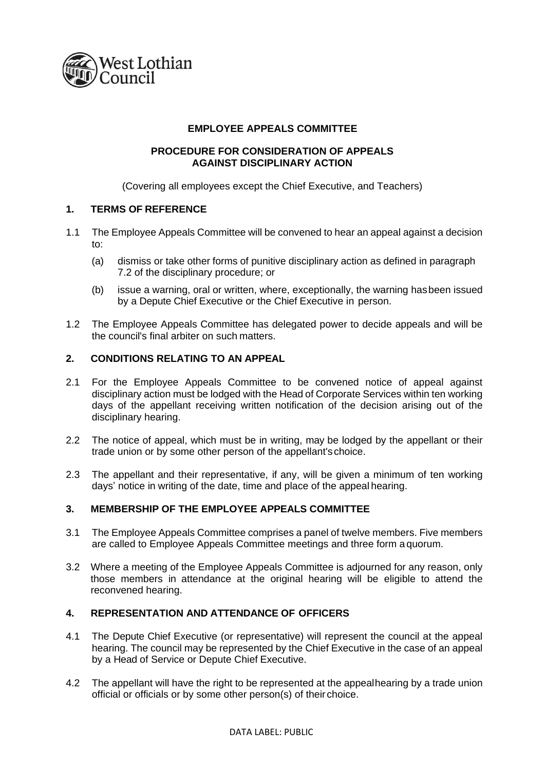West Lothian Council

**EMPLOYEE APPEALS COMMITTEE**

**PROCEDURE FOR CONSIDERATION OF APPEALS AGAINST DISCIPLINARY ACTION**

(Covering all employees except the Chief Executive, and Teachers)

## 1. TERMS OF REFERENCE

1.1 The Employee Appeals Committee will be convened to hear an appeal against a decision to:

(a) dismiss or take other forms of punitive disciplinary action as defined in paragraph 7.2 of the disciplinary procedure; or

(b) issue a warning, oral or written, where, exceptionally, the warning has been issued by a Depute Chief Executive or the Chief Executive in person.

1.2 The Employee Appeals Committee has delegated power to decide appeals and will be the council's final arbiter on such matters.

## 2. CONDITIONS RELATING TO AN APPEAL

2.1 For the Employee Appeals Committee to be convened notice of appeal against disciplinary action must be lodged with the Head of Corporate Services within ten working days of the appellant receiving written notification of the decision arising out of the disciplinary hearing.

2.2 The notice of appeal, which must be in writing, may be lodged by the appellant or their trade union or by some other person of the appellant's choice.

2.3 The appellant and their representative, if any, will be given a minimum of ten working days' notice in writing of the date, time and place of the appeal hearing.

## 3. MEMBERSHIP OF THE EMPLOYEE APPEALS COMMITTEE

3.1 The Employee Appeals Committee comprises a panel of twelve members. Five members are called to Employee Appeals Committee meetings and three form a quorum.

3.2 Where a meeting of the Employee Appeals Committee is adjourned for any reason, only those members in attendance at the original hearing will be eligible to attend the reconvened hearing.

## 4. REPRESENTATION AND ATTENDANCE OF OFFICERS

4.1 The Depute Chief Executive (or representative) will represent the council at the appeal hearing. The council may be represented by the Chief Executive in the case of an appeal by a Head of Service or Depute Chief Executive.

4.2 The appellant will have the right to be represented at the appeal hearing by a trade union official or officials or by some other person(s) of their choice.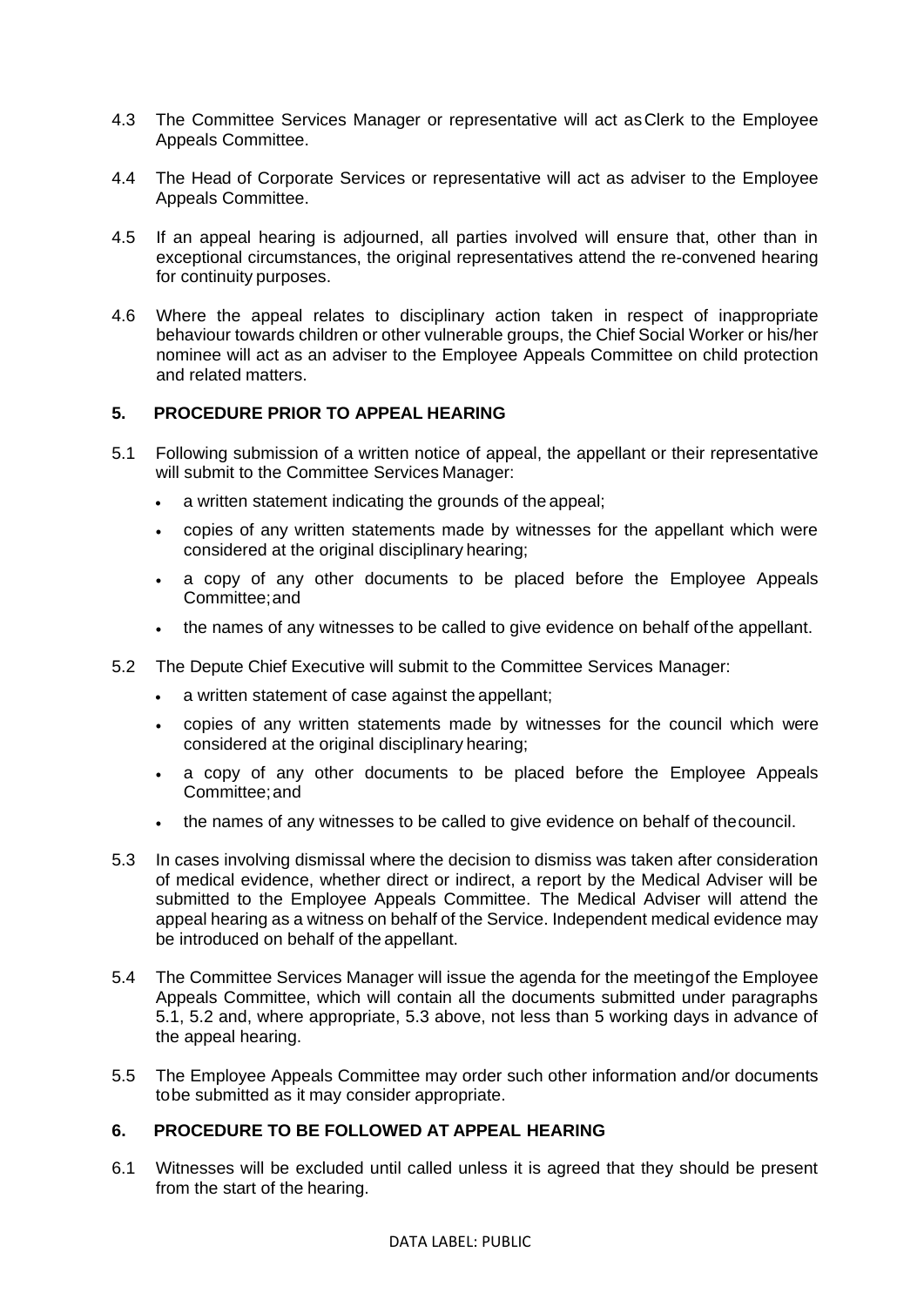4.3 The Committee Services Manager or representative will act as Clerk to the Employee Appeals Committee.

4.4 The Head of Corporate Services or representative will act as adviser to the Employee Appeals Committee.

4.5 If an appeal hearing is adjourned, all parties involved will ensure that, other than in exceptional circumstances, the original representatives attend the re-convened hearing for continuity purposes.

4.6 Where the appeal relates to disciplinary action taken in respect of inappropriate behaviour towards children or other vulnerable groups, the Chief Social Worker or his/her nominee will act as an adviser to the Employee Appeals Committee on child protection and related matters.

## 5. PROCEDURE PRIOR TO APPEAL HEARING

5.1 Following submission of a written notice of appeal, the appellant or their representative will submit to the Committee Services Manager:

- a written statement indicating the grounds of the appeal;
- copies of any written statements made by witnesses for the appellant which were considered at the original disciplinary hearing;
- a copy of any other documents to be placed before the Employee Appeals Committee; and
- the names of any witnesses to be called to give evidence on behalf of the appellant.

5.2 The Depute Chief Executive will submit to the Committee Services Manager:

- a written statement of case against the appellant;
- copies of any written statements made by witnesses for the council which were considered at the original disciplinary hearing;
- a copy of any other documents to be placed before the Employee Appeals Committee; and
- the names of any witnesses to be called to give evidence on behalf of the council.

5.3 In cases involving dismissal where the decision to dismiss was taken after consideration of medical evidence, whether direct or indirect, a report by the Medical Adviser will be submitted to the Employee Appeals Committee. The Medical Adviser will attend the appeal hearing as a witness on behalf of the Service. Independent medical evidence may be introduced on behalf of the appellant.

5.4 The Committee Services Manager will issue the agenda for the meeting of the Employee Appeals Committee, which will contain all the documents submitted under paragraphs 5.1, 5.2 and, where appropriate, 5.3 above, not less than 5 working days in advance of the appeal hearing.

5.5 The Employee Appeals Committee may order such other information and/or documents to be submitted as it may consider appropriate.

## 6. PROCEDURE TO BE FOLLOWED AT APPEAL HEARING

6.1 Witnesses will be excluded until called unless it is agreed that they should be present from the start of the hearing.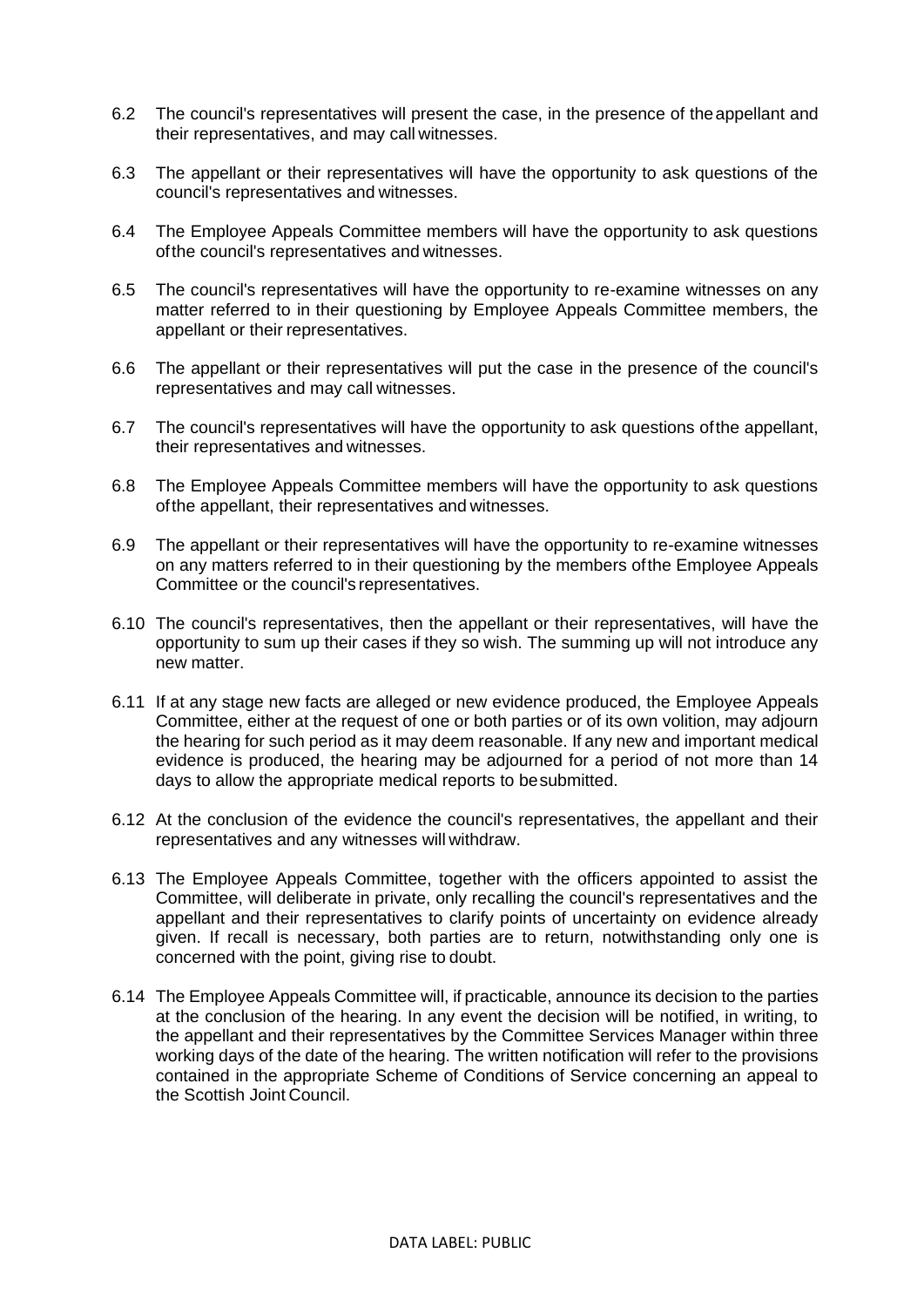6.2 The council's representatives will present the case, in the presence of the appellant and their representatives, and may call witnesses.

6.3 The appellant or their representatives will have the opportunity to ask questions of the council's representatives and witnesses.

6.4 The Employee Appeals Committee members will have the opportunity to ask questions of the council's representatives and witnesses.

6.5 The council's representatives will have the opportunity to re-examine witnesses on any matter referred to in their questioning by Employee Appeals Committee members, the appellant or their representatives.

6.6 The appellant or their representatives will put the case in the presence of the council's representatives and may call witnesses.

6.7 The council's representatives will have the opportunity to ask questions of the appellant, their representatives and witnesses.

6.8 The Employee Appeals Committee members will have the opportunity to ask questions of the appellant, their representatives and witnesses.

6.9 The appellant or their representatives will have the opportunity to re-examine witnesses on any matters referred to in their questioning by the members of the Employee Appeals Committee or the council's representatives.

6.10 The council's representatives, then the appellant or their representatives, will have the opportunity to sum up their cases if they so wish. The summing up will not introduce any new matter.

6.11 If at any stage new facts are alleged or new evidence produced, the Employee Appeals Committee, either at the request of one or both parties or of its own volition, may adjourn the hearing for such period as it may deem reasonable. If any new and important medical evidence is produced, the hearing may be adjourned for a period of not more than 14 days to allow the appropriate medical reports to be submitted.

6.12 At the conclusion of the evidence the council's representatives, the appellant and their representatives and any witnesses will withdraw.

6.13 The Employee Appeals Committee, together with the officers appointed to assist the Committee, will deliberate in private, only recalling the council's representatives and the appellant and their representatives to clarify points of uncertainty on evidence already given. If recall is necessary, both parties are to return, notwithstanding only one is concerned with the point, giving rise to doubt.

6.14 The Employee Appeals Committee will, if practicable, announce its decision to the parties at the conclusion of the hearing. In any event the decision will be notified, in writing, to the appellant and their representatives by the Committee Services Manager within three working days of the date of the hearing. The written notification will refer to the provisions contained in the appropriate Scheme of Conditions of Service concerning an appeal to the Scottish Joint Council.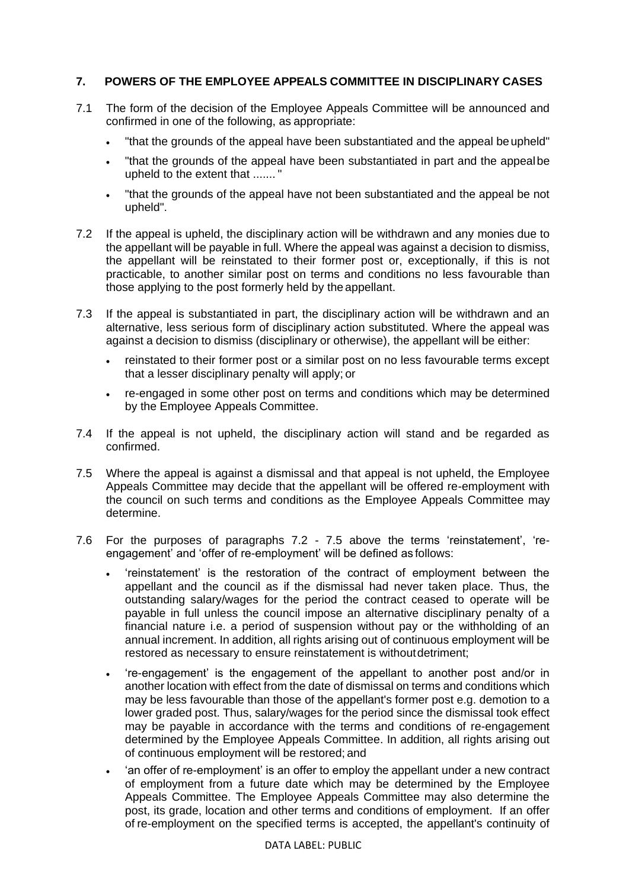## 7. POWERS OF THE EMPLOYEE APPEALS COMMITTEE IN DISCIPLINARY CASES

7.1 The form of the decision of the Employee Appeals Committee will be announced and confirmed in one of the following, as appropriate:

- "that the grounds of the appeal have been substantiated and the appeal be upheld"
- "that the grounds of the appeal have been substantiated in part and the appeal be upheld to the extent that ....... "
- "that the grounds of the appeal have not been substantiated and the appeal be not upheld".

7.2 If the appeal is upheld, the disciplinary action will be withdrawn and any monies due to the appellant will be payable in full. Where the appeal was against a decision to dismiss, the appellant will be reinstated to their former post or, exceptionally, if this is not practicable, to another similar post on terms and conditions no less favourable than those applying to the post formerly held by the appellant.

7.3 If the appeal is substantiated in part, the disciplinary action will be withdrawn and an alternative, less serious form of disciplinary action substituted. Where the appeal was against a decision to dismiss (disciplinary or otherwise), the appellant will be either:

- reinstated to their former post or a similar post on no less favourable terms except that a lesser disciplinary penalty will apply; or
- re-engaged in some other post on terms and conditions which may be determined by the Employee Appeals Committee.

7.4 If the appeal is not upheld, the disciplinary action will stand and be regarded as confirmed.

7.5 Where the appeal is against a dismissal and that appeal is not upheld, the Employee Appeals Committee may decide that the appellant will be offered re-employment with the council on such terms and conditions as the Employee Appeals Committee may determine.

7.6 For the purposes of paragraphs 7.2 - 7.5 above the terms 'reinstatement', 're-engagement' and 'offer of re-employment' will be defined as follows:

- 'reinstatement' is the restoration of the contract of employment between the appellant and the council as if the dismissal had never taken place. Thus, the outstanding salary/wages for the period the contract ceased to operate will be payable in full unless the council impose an alternative disciplinary penalty of a financial nature i.e. a period of suspension without pay or the withholding of an annual increment. In addition, all rights arising out of continuous employment will be restored as necessary to ensure reinstatement is without detriment;
- 're-engagement' is the engagement of the appellant to another post and/or in another location with effect from the date of dismissal on terms and conditions which may be less favourable than those of the appellant's former post e.g. demotion to a lower graded post. Thus, salary/wages for the period since the dismissal took effect may be payable in accordance with the terms and conditions of re-engagement determined by the Employee Appeals Committee. In addition, all rights arising out of continuous employment will be restored; and
- 'an offer of re-employment' is an offer to employ the appellant under a new contract of employment from a future date which may be determined by the Employee Appeals Committee. The Employee Appeals Committee may also determine the post, its grade, location and other terms and conditions of employment. If an offer of re-employment on the specified terms is accepted, the appellant's continuity of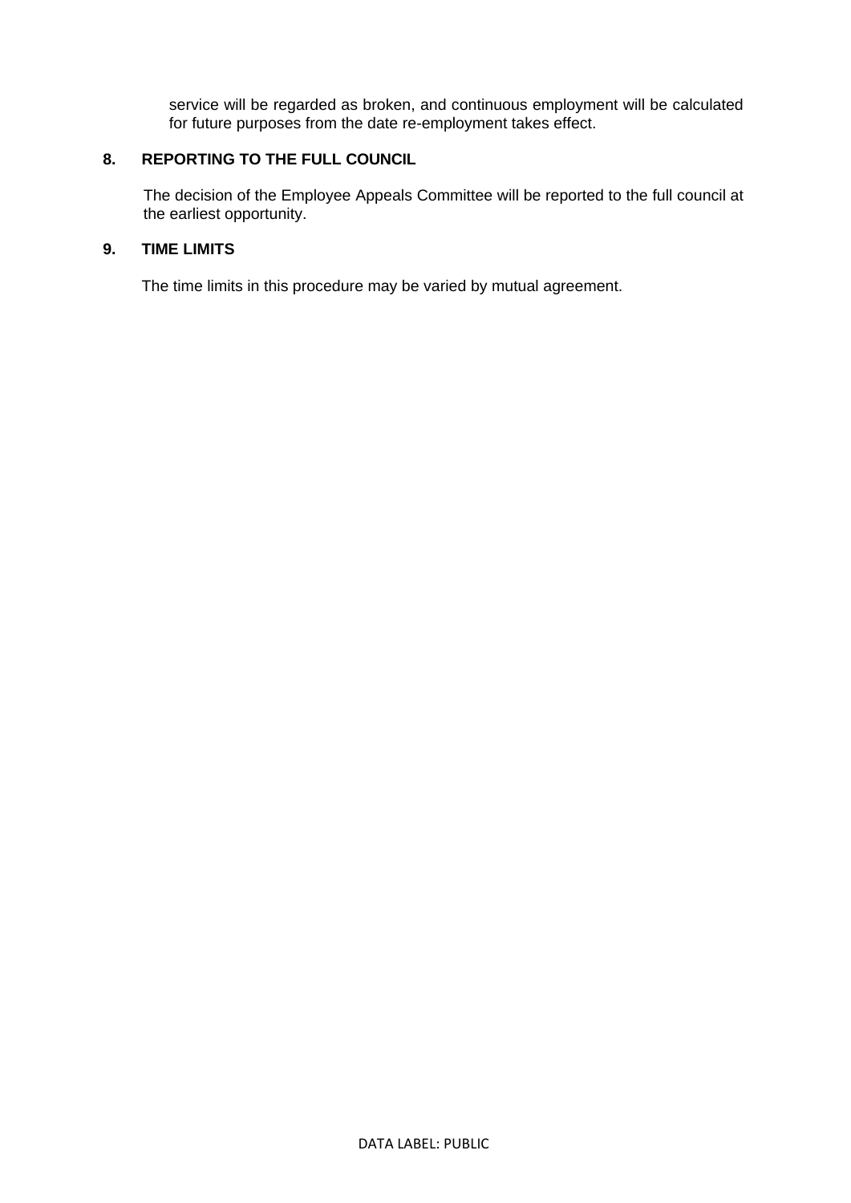service will be regarded as broken, and continuous employment will be calculated for future purposes from the date re-employment takes effect.

## 8. REPORTING TO THE FULL COUNCIL

The decision of the Employee Appeals Committee will be reported to the full council at the earliest opportunity.

## 9. TIME LIMITS

The time limits in this procedure may be varied by mutual agreement.